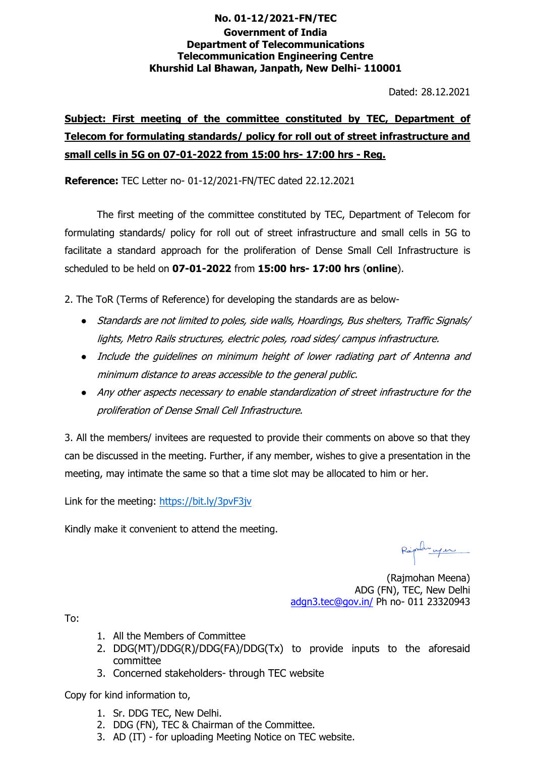**No. 01-12/2021-FN/TEC**
**Government of India**
**Department of Telecommunications**
**Telecommunication Engineering Centre**
**Khurshid Lal Bhawan, Janpath, New Delhi- 110001**

Dated: 28.12.2021

**Subject: First meeting of the committee constituted by TEC, Department of Telecom for formulating standards/ policy for roll out of street infrastructure and small cells in 5G on 07-01-2022 from 15:00 hrs- 17:00 hrs - Reg.**

**Reference:** TEC Letter no- 01-12/2021-FN/TEC dated 22.12.2021

The first meeting of the committee constituted by TEC, Department of Telecom for formulating standards/ policy for roll out of street infrastructure and small cells in 5G to facilitate a standard approach for the proliferation of Dense Small Cell Infrastructure is scheduled to be held on **07-01-2022** from **15:00 hrs- 17:00 hrs** (**online**).

2. The ToR (Terms of Reference) for developing the standards are as below-

- *Standards are not limited to poles, side walls, Hoardings, Bus shelters, Traffic Signals/ lights, Metro Rails structures, electric poles, road sides/ campus infrastructure.*
- *Include the guidelines on minimum height of lower radiating part of Antenna and minimum distance to areas accessible to the general public.*
- *Any other aspects necessary to enable standardization of street infrastructure for the proliferation of Dense Small Cell Infrastructure.*

3. All the members/ invitees are requested to provide their comments on above so that they can be discussed in the meeting. Further, if any member, wishes to give a presentation in the meeting, may intimate the same so that a time slot may be allocated to him or her.

Link for the meeting: https://bit.ly/3pvF3jv

Kindly make it convenient to attend the meeting.

(Rajmohan Meena)
ADG (FN), TEC, New Delhi
adgn3.tec@gov.in/ Ph no- 011 23320943

To:

1. All the Members of Committee
2. DDG(MT)/DDG(R)/DDG(FA)/DDG(Tx) to provide inputs to the aforesaid committee
3. Concerned stakeholders- through TEC website

Copy for kind information to,

1. Sr. DDG TEC, New Delhi.
2. DDG (FN), TEC & Chairman of the Committee.
3. AD (IT) - for uploading Meeting Notice on TEC website.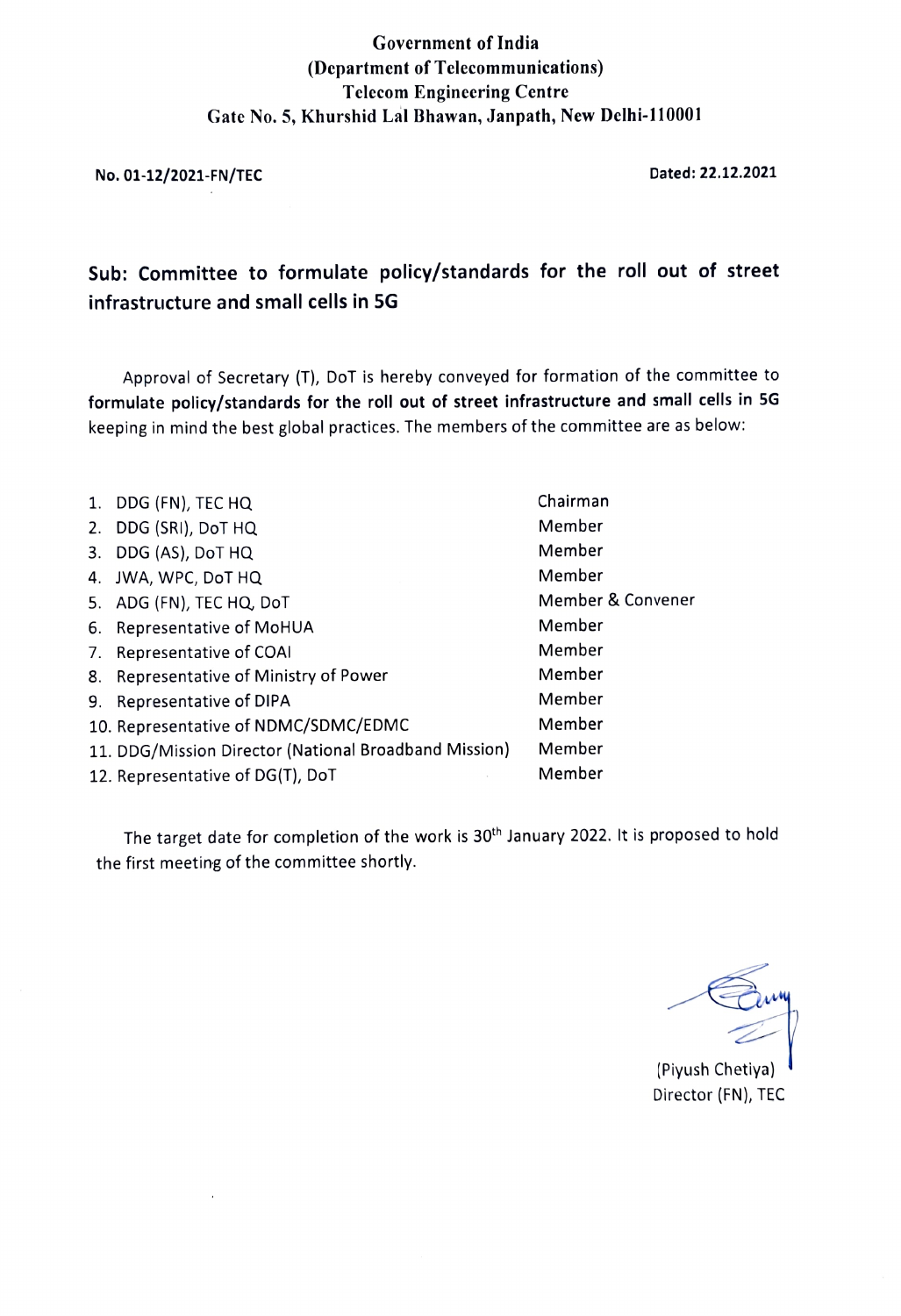**Government of India**
**(Department of Telecommunications)**
**Telecom Engineering Centre**
**Gate No. 5, Khurshid Lal Bhawan, Janpath, New Delhi-110001**

**No. 01-12/2021-FN/TEC** **Dated: 22.12.2021**

**Sub: Committee to formulate policy/standards for the roll out of street infrastructure and small cells in 5G**

Approval of Secretary (T), DoT is hereby conveyed for formation of the committee to **formulate policy/standards for the roll out of street infrastructure and small cells in 5G** keeping in mind the best global practices. The members of the committee are as below:

| | |
|---|---|
| 1. DDG (FN), TEC HQ | Chairman |
| 2. DDG (SRI), DoT HQ | Member |
| 3. DDG (AS), DoT HQ | Member |
| 4. JWA, WPC, DoT HQ | Member |
| 5. ADG (FN), TEC HQ, DoT | Member & Convener |
| 6. Representative of MoHUA | Member |
| 7. Representative of COAI | Member |
| 8. Representative of Ministry of Power | Member |
| 9. Representative of DIPA | Member |
| 10. Representative of NDMC/SDMC/EDMC | Member |
| 11. DDG/Mission Director (National Broadband Mission) | Member |
| 12. Representative of DG(T), DoT | Member |

The target date for completion of the work is 30th January 2022. It is proposed to hold the first meeting of the committee shortly.

(Piyush Chetiya)
Director (FN), TEC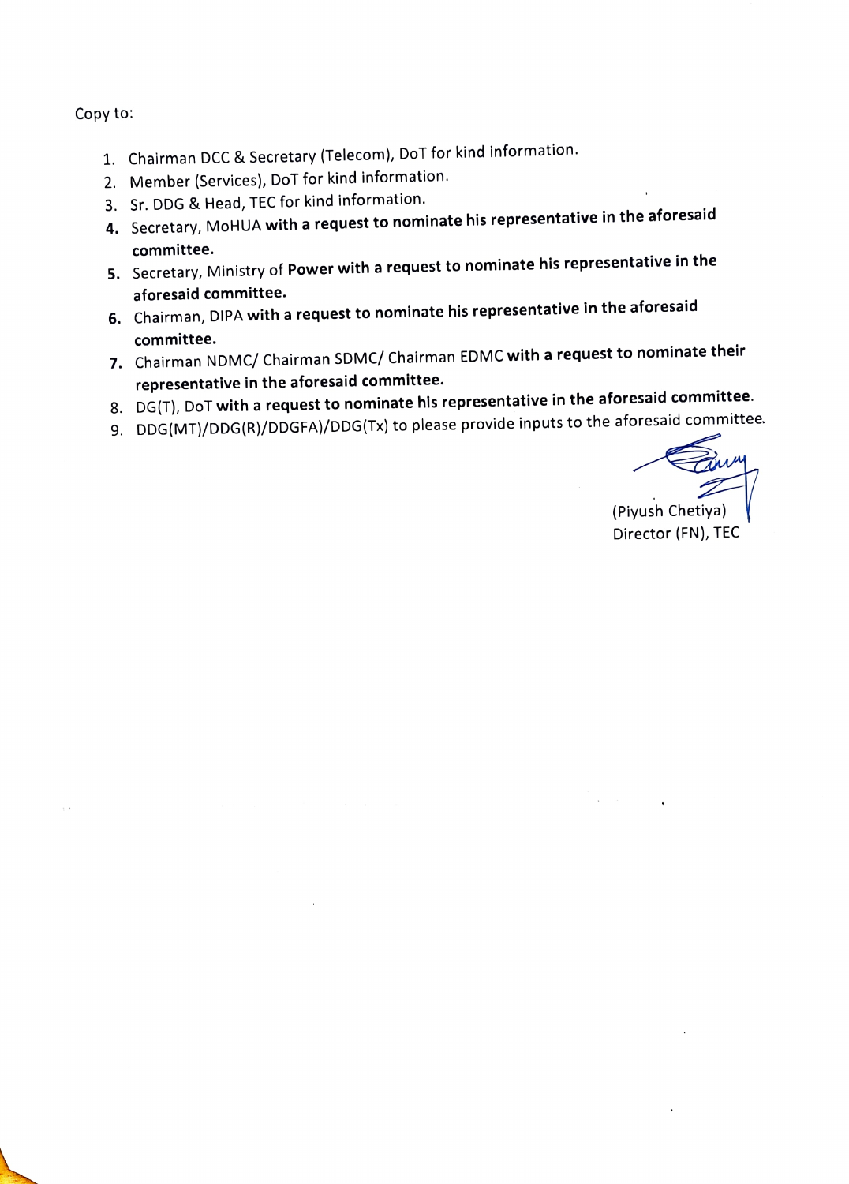Copy to:

1. Chairman DCC & Secretary (Telecom), DoT for kind information.
2. Member (Services), DoT for kind information.
3. Sr. DDG & Head, TEC for kind information.
4. Secretary, MoHUA **with a request to nominate his representative in the aforesaid committee.**
5. Secretary, Ministry of **Power with a request to nominate his representative in the aforesaid committee.**
6. Chairman, DIPA **with a request to nominate his representative in the aforesaid committee.**
7. Chairman NDMC/ Chairman SDMC/ Chairman EDMC **with a request to nominate their representative in the aforesaid committee.**
8. DG(T), DoT **with a request to nominate his representative in the aforesaid committee.**
9. DDG(MT)/DDG(R)/DDGFA)/DDG(Tx) to please provide inputs to the aforesaid committee.

(Piyush Chetiya)
Director (FN), TEC